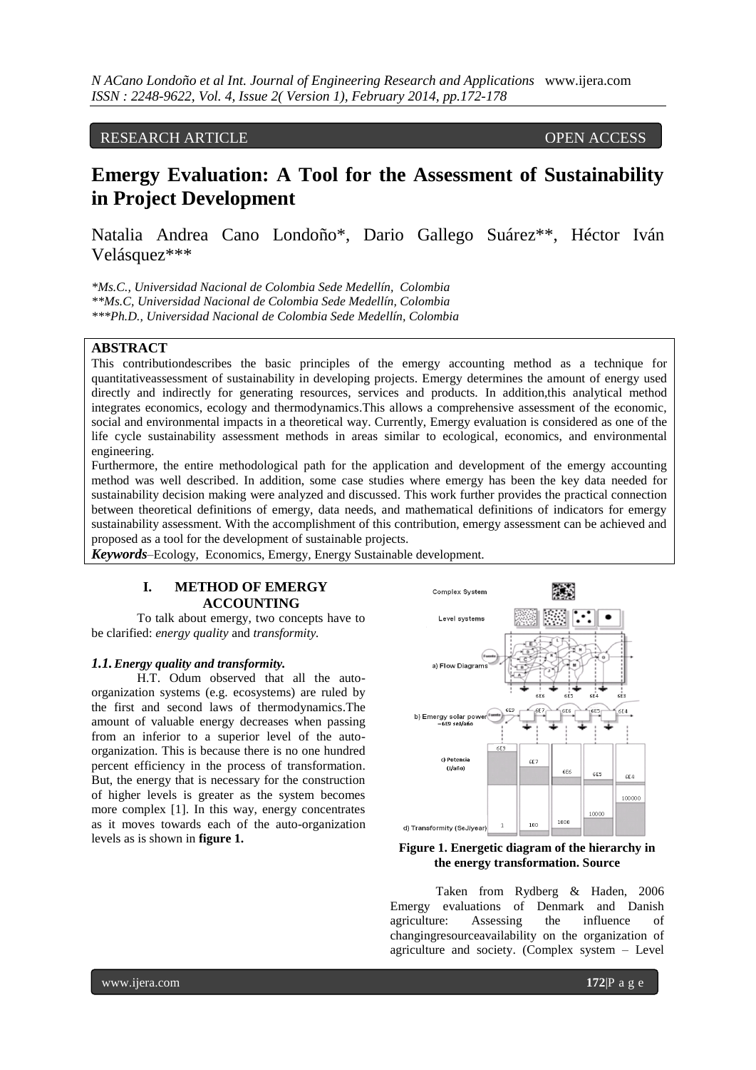RESEARCH ARTICLE OPEN ACCESS

# Emergy Evaluation: A Tool for the Assessment of Sustainability in Project Development

Natalia Andrea Cano Londoño*, Dario Gallego Suárez**, Héctor Iván Velásquez***

*Ms.C., Universidad Nacional de Colombia Sede Medellín, Colombia
**Ms.C, Universidad Nacional de Colombia Sede Medellín, Colombia
***Ph.D., Universidad Nacional de Colombia Sede Medellín, Colombia

## ABSTRACT

This contributiondescribes the basic principles of the emergy accounting method as a technique for quantitativeassessment of sustainability in developing projects. Emergy determines the amount of energy used directly and indirectly for generating resources, services and products. In addition,this analytical method integrates economics, ecology and thermodynamics.This allows a comprehensive assessment of the economic, social and environmental impacts in a theoretical way. Currently, Emergy evaluation is considered as one of the life cycle sustainability assessment methods in areas similar to ecological, economics, and environmental engineering.

Furthermore, the entire methodological path for the application and development of the emergy accounting method was well described. In addition, some case studies where emergy has been the key data needed for sustainability decision making were analyzed and discussed. This work further provides the practical connection between theoretical definitions of emergy, data needs, and mathematical definitions of indicators for emergy sustainability assessment. With the accomplishment of this contribution, emergy assessment can be achieved and proposed as a tool for the development of sustainable projects.

***Keywords***–Ecology, Economics, Emergy, Energy Sustainable development.

## I. METHOD OF EMERGY ACCOUNTING

To talk about emergy, two concepts have to be clarified: *energy quality* and *transformity.*

### *1.1. Energy quality and transformity.*

H.T. Odum observed that all the auto-organization systems (e.g. ecosystems) are ruled by the first and second laws of thermodynamics.The amount of valuable energy decreases when passing from an inferior to a superior level of the auto-organization. This is because there is no one hundred percent efficiency in the process of transformation. But, the energy that is necessary for the construction of higher levels is greater as the system becomes more complex [1]. In this way, energy concentrates as it moves towards each of the auto-organization levels as is shown in **figure 1.**

**Figure 1. Energetic diagram of the hierarchy in the energy transformation. Source**

Taken from Rydberg & Haden, 2006 Emergy evaluations of Denmark and Danish agriculture: Assessing the influence of changingresourceavailability on the organization of agriculture and society. (Complex system – Level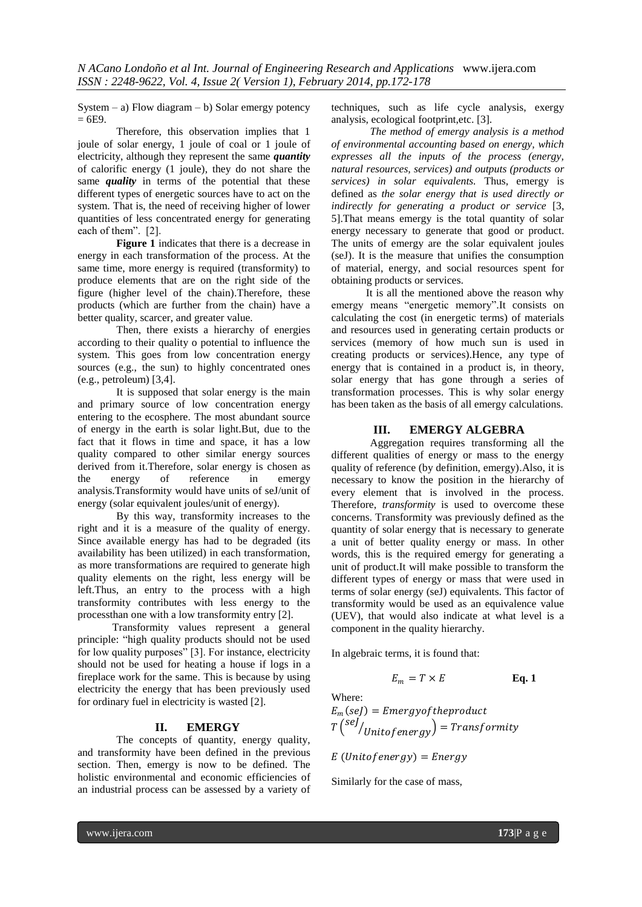System – a) Flow diagram – b) Solar emergy potency = 6E9.

Therefore, this observation implies that 1 joule of solar energy, 1 joule of coal or 1 joule of electricity, although they represent the same ***quantity*** of calorific energy (1 joule), they do not share the same ***quality*** in terms of the potential that these different types of energetic sources have to act on the system. That is, the need of receiving higher of lower quantities of less concentrated energy for generating each of them". [2].

**Figure 1** indicates that there is a decrease in energy in each transformation of the process. At the same time, more energy is required (transformity) to produce elements that are on the right side of the figure (higher level of the chain).Therefore, these products (which are further from the chain) have a better quality, scarcer, and greater value.

Then, there exists a hierarchy of energies according to their quality o potential to influence the system. This goes from low concentration energy sources (e.g., the sun) to highly concentrated ones (e.g., petroleum) [3,4].

It is supposed that solar energy is the main and primary source of low concentration energy entering to the ecosphere. The most abundant source of energy in the earth is solar light.But, due to the fact that it flows in time and space, it has a low quality compared to other similar energy sources derived from it.Therefore, solar energy is chosen as the energy of reference in emergy analysis.Transformity would have units of seJ/unit of energy (solar equivalent joules/unit of energy).

By this way, transformity increases to the right and it is a measure of the quality of energy. Since available energy has had to be degraded (its availability has been utilized) in each transformation, as more transformations are required to generate high quality elements on the right, less energy will be left.Thus, an entry to the process with a high transformity contributes with less energy to the processthan one with a low transformity entry [2].

Transformity values represent a general principle: "high quality products should not be used for low quality purposes" [3]. For instance, electricity should not be used for heating a house if logs in a fireplace work for the same. This is because by using electricity the energy that has been previously used for ordinary fuel in electricity is wasted [2].

## II. EMERGY

The concepts of quantity, energy quality, and transformity have been defined in the previous section. Then, emergy is now to be defined. The holistic environmental and economic efficiencies of an industrial process can be assessed by a variety of techniques, such as life cycle analysis, exergy analysis, ecological footprint,etc. [3].

*The method of emergy analysis is a method of environmental accounting based on energy, which expresses all the inputs of the process (energy, natural resources, services) and outputs (products or services) in solar equivalents.* Thus, emergy is defined as *the solar energy that is used directly or indirectly for generating a product or service* [3, 5].That means emergy is the total quantity of solar energy necessary to generate that good or product. The units of emergy are the solar equivalent joules (seJ). It is the measure that unifies the consumption of material, energy, and social resources spent for obtaining products or services.

It is all the mentioned above the reason why emergy means "energetic memory".It consists on calculating the cost (in energetic terms) of materials and resources used in generating certain products or services (memory of how much sun is used in creating products or services).Hence, any type of energy that is contained in a product is, in theory, solar energy that has gone through a series of transformation processes. This is why solar energy has been taken as the basis of all emergy calculations.

## III. EMERGY ALGEBRA

Aggregation requires transforming all the different qualities of energy or mass to the energy quality of reference (by definition, emergy).Also, it is necessary to know the position in the hierarchy of every element that is involved in the process. Therefore, *transformity* is used to overcome these concerns. Transformity was previously defined as the quantity of solar energy that is necessary to generate a unit of better quality energy or mass. In other words, this is the required emergy for generating a unit of product.It will make possible to transform the different types of energy or mass that were used in terms of solar energy (seJ) equivalents. This factor of transformity would be used as an equivalence value (UEV), that would also indicate at what level is a component in the quality hierarchy.

In algebraic terms, it is found that:

$$E_m = T \times E \qquad \textbf{Eq. 1}$$

Where:

$E_m\,(seJ) = Emergy of the product$

$T\left(^{seJ}/_{Unit of energy}\right) = Transformity$

$E\,(Unit of energy) = Energy$

Similarly for the case of mass,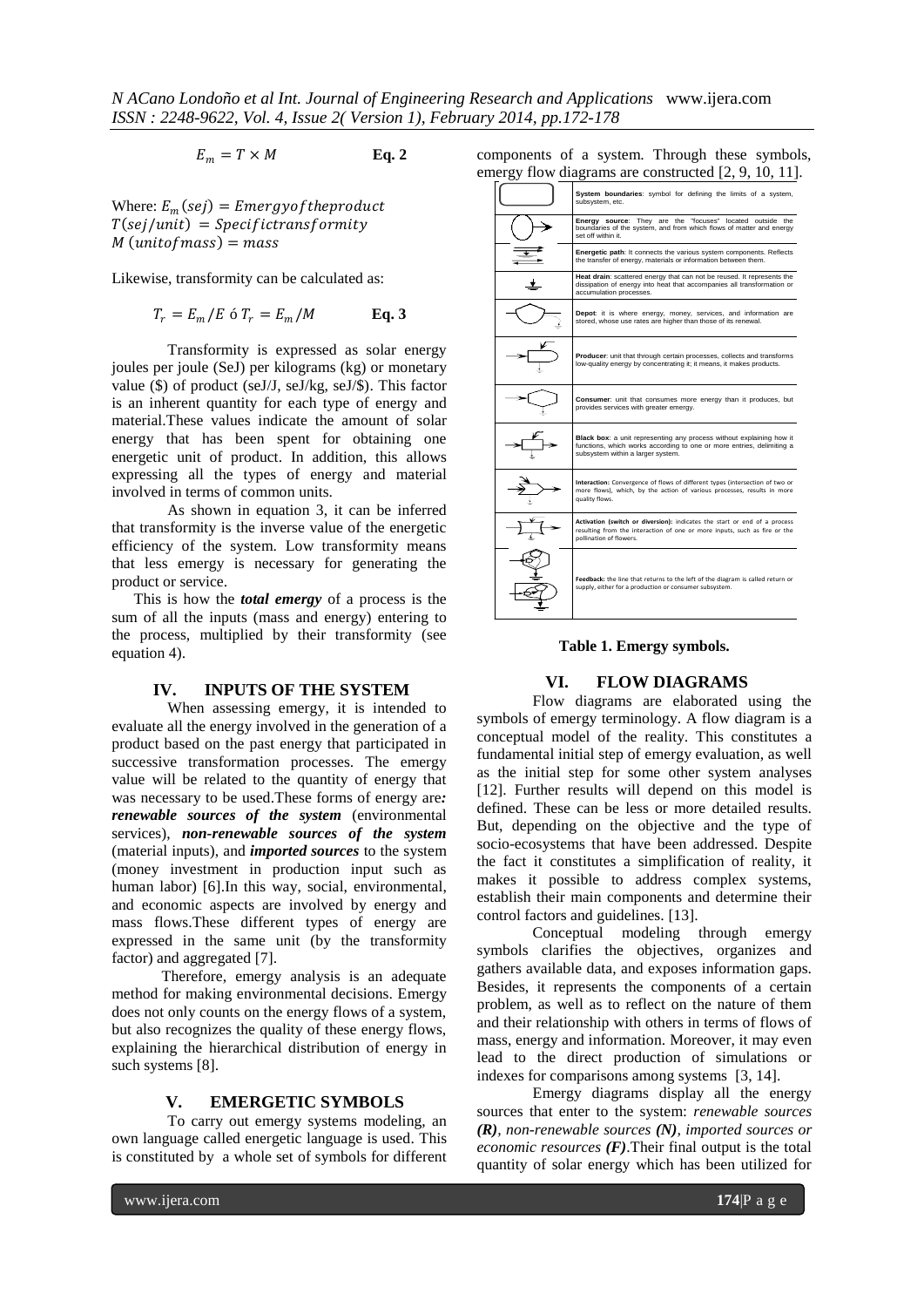$$E_m = T \times M \qquad \textbf{Eq. 2}$$

Where: $E_m\,(sej) = Emergy of the product$
$T(sej/unit) = Specific transformity$
$M\,(unit of mass) = mass$

Likewise, transformity can be calculated as:

$$T_r = E_m/E \text{ ó } T_r = E_m/M \qquad \textbf{Eq. 3}$$

Transformity is expressed as solar energy joules per joule (SeJ) per kilograms (kg) or monetary value ($) of product (seJ/J, seJ/kg, seJ/$). This factor is an inherent quantity for each type of energy and material.These values indicate the amount of solar energy that has been spent for obtaining one energetic unit of product. In addition, this allows expressing all the types of energy and material involved in terms of common units.

As shown in equation 3, it can be inferred that transformity is the inverse value of the energetic efficiency of the system. Low transformity means that less emergy is necessary for generating the product or service.

This is how the ***total emergy*** of a process is the sum of all the inputs (mass and energy) entering to the process, multiplied by their transformity (see equation 4).

## IV. INPUTS OF THE SYSTEM

When assessing emergy, it is intended to evaluate all the energy involved in the generation of a product based on the past energy that participated in successive transformation processes. The emergy value will be related to the quantity of energy that was necessary to be used.These forms of energy are***: renewable sources of the system*** (environmental services), ***non-renewable sources of the system*** (material inputs), and ***imported sources*** to the system (money investment in production input such as human labor) [6].In this way, social, environmental, and economic aspects are involved by energy and mass flows.These different types of energy are expressed in the same unit (by the transformity factor) and aggregated [7].

Therefore, emergy analysis is an adequate method for making environmental decisions. Emergy does not only counts on the energy flows of a system, but also recognizes the quality of these energy flows, explaining the hierarchical distribution of energy in such systems [8].

## V. EMERGETIC SYMBOLS

To carry out emergy systems modeling, an own language called energetic language is used. This is constituted by a whole set of symbols for different components of a system. Through these symbols, emergy flow diagrams are constructed [2, 9, 10, 11].

| Symbol | Description |
|---|---|
| | **System boundaries**: symbol for defining the limits of a system, subsystem, etc. |
| | **Energy source**: They are the "focuses" located outside the boundaries of the system, and from which flows of matter and energy set off within it. |
| | **Energetic path**: It connects the various system components. Reflects the transfer of energy, materials or information between them. |
| | **Heat drain**: scattered energy that can not be reused. It represents the dissipation of energy into heat that accompanies all transformation or accumulation processes. |
| | **Depot**: it is where energy, money, services, and information are stored, whose use rates are higher than those of its renewal. |
| | **Producer**: unit that through certain processes, collects and transforms low-quality energy by concentrating it; it means, it makes products. |
| | **Consumer**: unit that consumes more energy than it produces, but provides services with greater emergy. |
| | **Black box**: a unit representing any process without explaining how it functions, which works according to one or more entries, delimiting a subsystem within a larger system. |
| | **Interaction:** Convergence of flows of different types (intersection of two or more flows), which, by the action of various processes, results in more quality flows. |
| | **Activation (switch or diversion):** indicates the start or end of a process resulting from the interaction of one or more inputs, such as fire or the pollination of flowers. |
| | **Feedback:** the line that returns to the left of the diagram is called return or supply, either for a production or consumer subsystem. |

**Table 1. Emergy symbols.**

## VI. FLOW DIAGRAMS

Flow diagrams are elaborated using the symbols of emergy terminology. A flow diagram is a conceptual model of the reality. This constitutes a fundamental initial step of emergy evaluation, as well as the initial step for some other system analyses [12]. Further results will depend on this model is defined. These can be less or more detailed results. But, depending on the objective and the type of socio-ecosystems that have been addressed. Despite the fact it constitutes a simplification of reality, it makes it possible to address complex systems, establish their main components and determine their control factors and guidelines. [13].

Conceptual modeling through emergy symbols clarifies the objectives, organizes and gathers available data, and exposes information gaps. Besides, it represents the components of a certain problem, as well as to reflect on the nature of them and their relationship with others in terms of flows of mass, energy and information. Moreover, it may even lead to the direct production of simulations or indexes for comparisons among systems [3, 14].

Emergy diagrams display all the energy sources that enter to the system: *renewable sources **(R)**, non-renewable sources **(N)**, imported sources or economic resources **(F)***.Their final output is the total quantity of solar energy which has been utilized for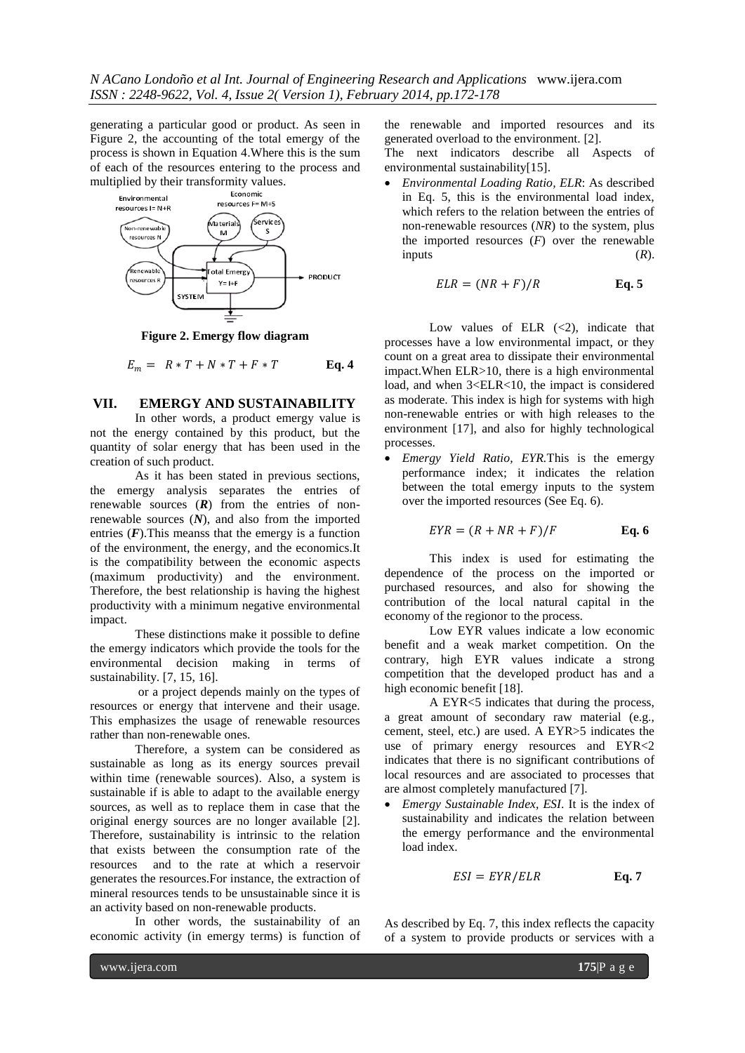generating a particular good or product. As seen in Figure 2, the accounting of the total emergy of the process is shown in Equation 4.Where this is the sum of each of the resources entering to the process and multiplied by their transformity values.

**Figure 2. Emergy flow diagram**

$$E_m = R * T + N * T + F * T \qquad \textbf{Eq. 4}$$

## VII. EMERGY AND SUSTAINABILITY

In other words, a product emergy value is not the energy contained by this product, but the quantity of solar energy that has been used in the creation of such product.

As it has been stated in previous sections, the emergy analysis separates the entries of renewable sources (***R***) from the entries of non-renewable sources (***N***), and also from the imported entries (***F***).This meanss that the emergy is a function of the environment, the energy, and the economics.It is the compatibility between the economic aspects (maximum productivity) and the environment. Therefore, the best relationship is having the highest productivity with a minimum negative environmental impact.

These distinctions make it possible to define the emergy indicators which provide the tools for the environmental decision making in terms of sustainability. [7, 15, 16].

or a project depends mainly on the types of resources or energy that intervene and their usage. This emphasizes the usage of renewable resources rather than non-renewable ones.

Therefore, a system can be considered as sustainable as long as its energy sources prevail within time (renewable sources). Also, a system is sustainable if is able to adapt to the available energy sources, as well as to replace them in case that the original energy sources are no longer available [2]. Therefore, sustainability is intrinsic to the relation that exists between the consumption rate of the resources and to the rate at which a reservoir generates the resources.For instance, the extraction of mineral resources tends to be unsustainable since it is an activity based on non-renewable products.

In other words, the sustainability of an economic activity (in emergy terms) is function of the renewable and imported resources and its generated overload to the environment. [2].

The next indicators describe all Aspects of environmental sustainability[15].

- *Environmental Loading Ratio, ELR*: As described in Eq. 5, this is the environmental load index, which refers to the relation between the entries of non-renewable resources (*NR*) to the system, plus the imported resources (*F*) over the renewable inputs (*R*).

$$ELR = (NR + F)/R \qquad \textbf{Eq. 5}$$

Low values of ELR (<2), indicate that processes have a low environmental impact, or they count on a great area to dissipate their environmental impact.When ELR>10, there is a high environmental load, and when 3<ELR<10, the impact is considered as moderate. This index is high for systems with high non-renewable entries or with high releases to the environment [17], and also for highly technological processes.

- *Emergy Yield Ratio, EYR.*This is the emergy performance index; it indicates the relation between the total emergy inputs to the system over the imported resources (See Eq. 6).

$$EYR = (R + NR + F)/F \qquad \textbf{Eq. 6}$$

This index is used for estimating the dependence of the process on the imported or purchased resources, and also for showing the contribution of the local natural capital in the economy of the regionor to the process.

Low EYR values indicate a low economic benefit and a weak market competition. On the contrary, high EYR values indicate a strong competition that the developed product has and a high economic benefit [18].

A EYR<5 indicates that during the process, a great amount of secondary raw material (e.g., cement, steel, etc.) are used. A EYR>5 indicates the use of primary energy resources and EYR<2 indicates that there is no significant contributions of local resources and are associated to processes that are almost completely manufactured [7].

- *Emergy Sustainable Index, ESI*. It is the index of sustainability and indicates the relation between the emergy performance and the environmental load index.

$$ESI = EYR/ELR \qquad \textbf{Eq. 7}$$

As described by Eq. 7, this index reflects the capacity of a system to provide products or services with a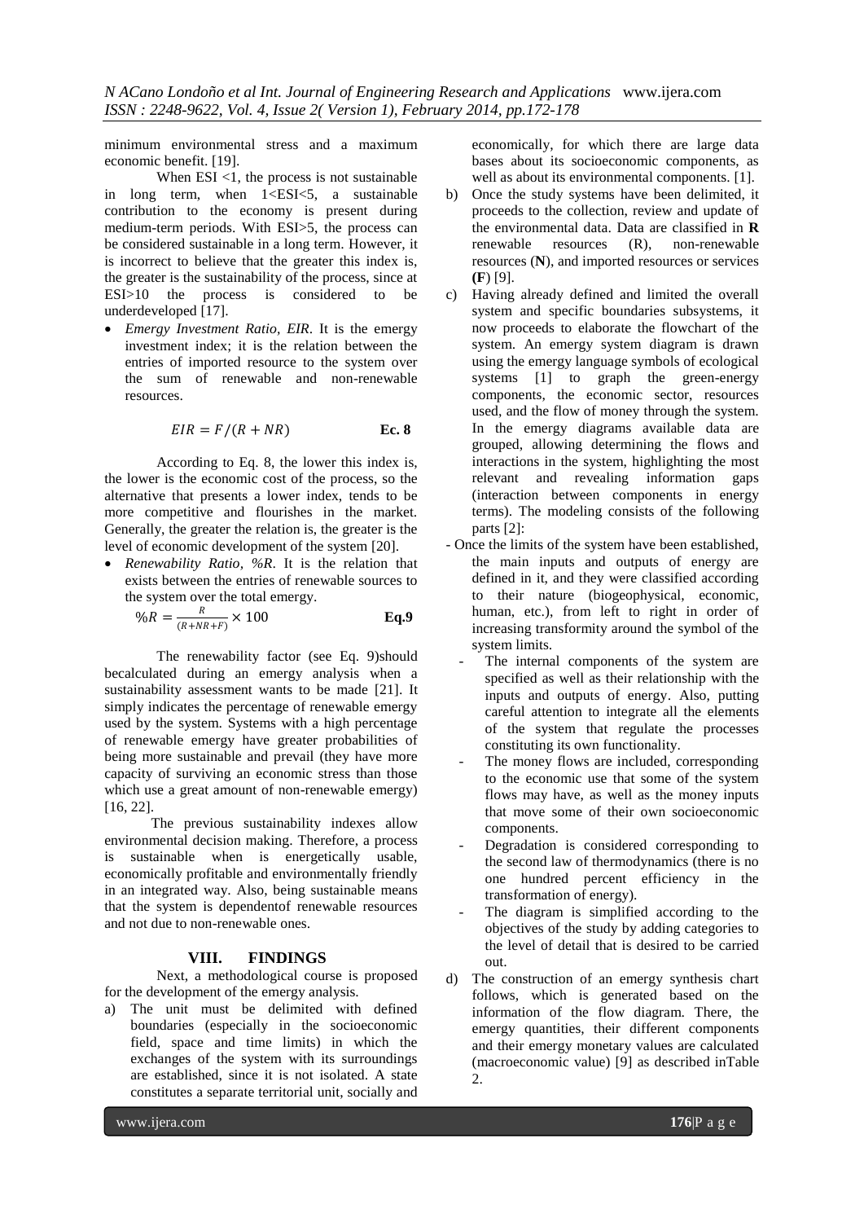minimum environmental stress and a maximum economic benefit. [19].

When ESI <1, the process is not sustainable in long term, when 1<ESI<5, a sustainable contribution to the economy is present during medium-term periods. With ESI>5, the process can be considered sustainable in a long term. However, it is incorrect to believe that the greater this index is, the greater is the sustainability of the process, since at ESI>10 the process is considered to be underdeveloped [17].

- *Emergy Investment Ratio, EIR*. It is the emergy investment index; it is the relation between the entries of imported resource to the system over the sum of renewable and non-renewable resources.

$$EIR = F/(R + NR) \qquad \textbf{Ec. 8}$$

According to Eq. 8, the lower this index is, the lower is the economic cost of the process, so the alternative that presents a lower index, tends to be more competitive and flourishes in the market. Generally, the greater the relation is, the greater is the level of economic development of the system [20].

- *Renewability Ratio, %R*. It is the relation that exists between the entries of renewable sources to the system over the total emergy.

$$\%R = \frac{R}{(R+NR+F)} \times 100 \qquad \textbf{Eq.9}$$

The renewability factor (see Eq. 9)should becalculated during an emergy analysis when a sustainability assessment wants to be made [21]. It simply indicates the percentage of renewable emergy used by the system. Systems with a high percentage of renewable emergy have greater probabilities of being more sustainable and prevail (they have more capacity of surviving an economic stress than those which use a great amount of non-renewable emergy) [16, 22].

The previous sustainability indexes allow environmental decision making. Therefore, a process is sustainable when is energetically usable, economically profitable and environmentally friendly in an integrated way. Also, being sustainable means that the system is dependentof renewable resources and not due to non-renewable ones.

## VIII. FINDINGS

Next, a methodological course is proposed for the development of the emergy analysis.

a) The unit must be delimited with defined boundaries (especially in the socioeconomic field, space and time limits) in which the exchanges of the system with its surroundings are established, since it is not isolated. A state constitutes a separate territorial unit, socially and economically, for which there are large data bases about its socioeconomic components, as well as about its environmental components. [1].
b) Once the study systems have been delimited, it proceeds to the collection, review and update of the environmental data. Data are classified in **R** renewable resources (R), non-renewable resources (**N**), and imported resources or services **(F**) [9].
c) Having already defined and limited the overall system and specific boundaries subsystems, it now proceeds to elaborate the flowchart of the system. An emergy system diagram is drawn using the emergy language symbols of ecological systems [1] to graph the green-energy components, the economic sector, resources used, and the flow of money through the system. In the emergy diagrams available data are grouped, allowing determining the flows and interactions in the system, highlighting the most relevant and revealing information gaps (interaction between components in energy terms). The modeling consists of the following parts [2]:

- Once the limits of the system have been established, the main inputs and outputs of energy are defined in it, and they were classified according to their nature (biogeophysical, economic, human, etc.), from left to right in order of increasing transformity around the symbol of the system limits.
  - The internal components of the system are specified as well as their relationship with the inputs and outputs of energy. Also, putting careful attention to integrate all the elements of the system that regulate the processes constituting its own functionality.
  - The money flows are included, corresponding to the economic use that some of the system flows may have, as well as the money inputs that move some of their own socioeconomic components.
  - Degradation is considered corresponding to the second law of thermodynamics (there is no one hundred percent efficiency in the transformation of energy).
  - The diagram is simplified according to the objectives of the study by adding categories to the level of detail that is desired to be carried out.

d) The construction of an emergy synthesis chart follows, which is generated based on the information of the flow diagram. There, the emergy quantities, their different components and their emergy monetary values are calculated (macroeconomic value) [9] as described inTable 2.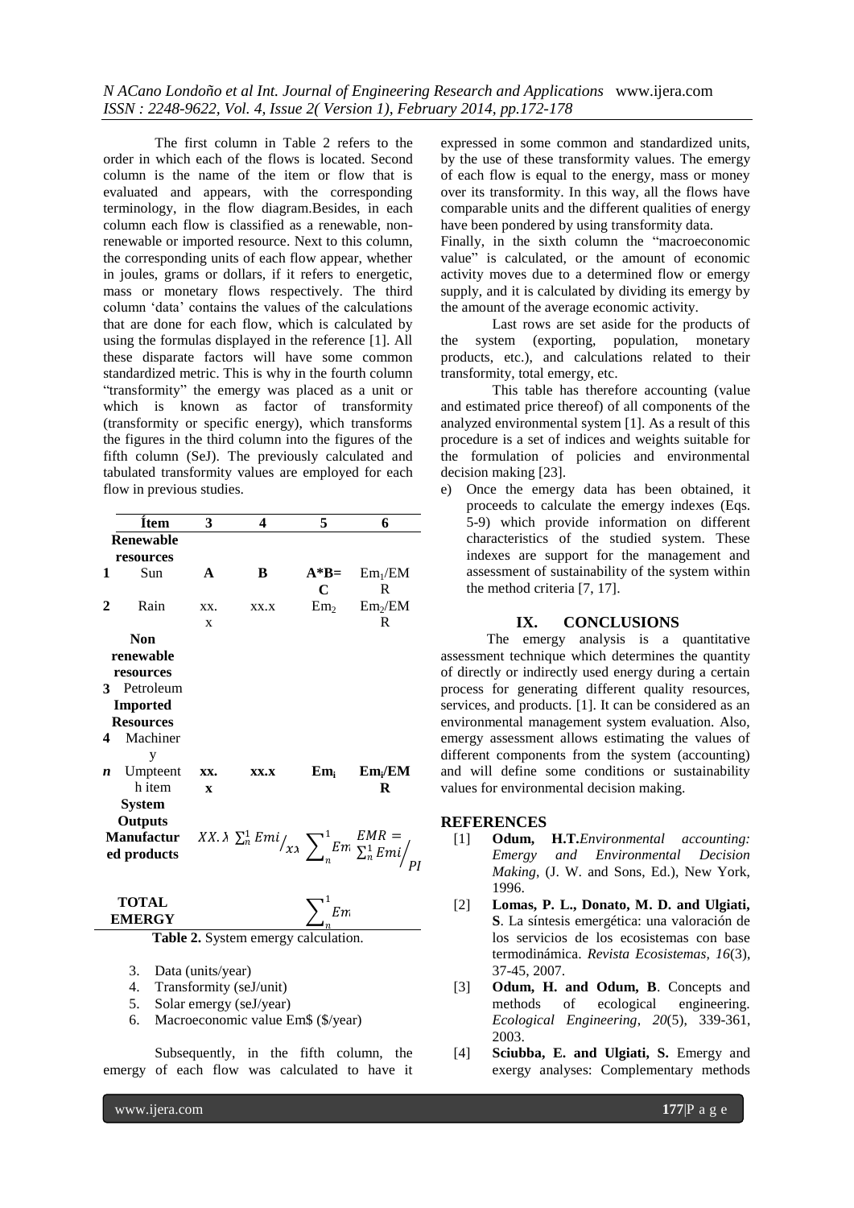The first column in Table 2 refers to the order in which each of the flows is located. Second column is the name of the item or flow that is evaluated and appears, with the corresponding terminology, in the flow diagram.Besides, in each column each flow is classified as a renewable, non-renewable or imported resource. Next to this column, the corresponding units of each flow appear, whether in joules, grams or dollars, if it refers to energetic, mass or monetary flows respectively. The third column 'data' contains the values of the calculations that are done for each flow, which is calculated by using the formulas displayed in the reference [1]. All these disparate factors will have some common standardized metric. This is why in the fourth column "transformity" the emergy was placed as a unit or which is known as factor of transformity (transformity or specific energy), which transforms the figures in the third column into the figures of the fifth column (SeJ). The previously calculated and tabulated transformity values are employed for each flow in previous studies.

| | Ítem | 3 | 4 | 5 | 6 |
|---|---|---|---|---|---|
| | **Renewable resources** | | | | |
| **1** | Sun | **A** | **B** | **A*B= C** | $Em_1/EMR$ |
| **2** | Rain | xx.x | xx.x | $Em_2$ | $Em_2/EMR$ |
| | **Non renewable resources** | | | | |
| **3** | Petroleum | | | | |
| | **Imported Resources** | | | | |
| **4** | Machinery | | | | |
| ***n*** | Umpteenth item | **xx.x** | **xx.x** | $\mathbf{Em_i}$ | $\mathbf{Em_i/EMR}$ |
| | **System Outputs** | | | | |
| | **Manufactured products** | $XX.X$ | $\sum_n^1 Emi / xx$ | $\sum_n^1 Em$ | $EMR = \sum_n^1 Emi / PI$ |
| | **TOTAL EMERGY** | | | $\sum_n^1 Em$ | |

**Table 2.** System emergy calculation.

3. Data (units/year)
4. Transformity (seJ/unit)
5. Solar emergy (seJ/year)
6. Macroeconomic value Em$ ($/year)

Subsequently, in the fifth column, the emergy of each flow was calculated to have it expressed in some common and standardized units, by the use of these transformity values. The emergy of each flow is equal to the energy, mass or money over its transformity. In this way, all the flows have comparable units and the different qualities of energy have been pondered by using transformity data.

Finally, in the sixth column the "macroeconomic value" is calculated, or the amount of economic activity moves due to a determined flow or emergy supply, and it is calculated by dividing its emergy by the amount of the average economic activity.

Last rows are set aside for the products of the system (exporting, population, monetary products, etc.), and calculations related to their transformity, total emergy, etc.

This table has therefore accounting (value and estimated price thereof) of all components of the analyzed environmental system [1]. As a result of this procedure is a set of indices and weights suitable for the formulation of policies and environmental decision making [23].

e) Once the emergy data has been obtained, it proceeds to calculate the emergy indexes (Eqs. 5-9) which provide information on different characteristics of the studied system. These indexes are support for the management and assessment of sustainability of the system within the method criteria [7, 17].

## IX. CONCLUSIONS

The emergy analysis is a quantitative assessment technique which determines the quantity of directly or indirectly used energy during a certain process for generating different quality resources, services, and products. [1]. It can be considered as an environmental management system evaluation. Also, emergy assessment allows estimating the values of different components from the system (accounting) and will define some conditions or sustainability values for environmental decision making.

## REFERENCES

[1] **Odum, H.T.** *Environmental accounting: Emergy and Environmental Decision Making*, (J. W. and Sons, Ed.), New York, 1996.

[2] **Lomas, P. L., Donato, M. D. and Ulgiati, S**. La síntesis emergética: una valoración de los servicios de los ecosistemas con base termodinámica. *Revista Ecosistemas*, *16*(3), 37-45, 2007.

[3] **Odum, H. and Odum, B**. Concepts and methods of ecological engineering. *Ecological Engineering*, *20*(5), 339-361, 2003.

[4] **Sciubba, E. and Ulgiati, S.** Emergy and exergy analyses: Complementary methods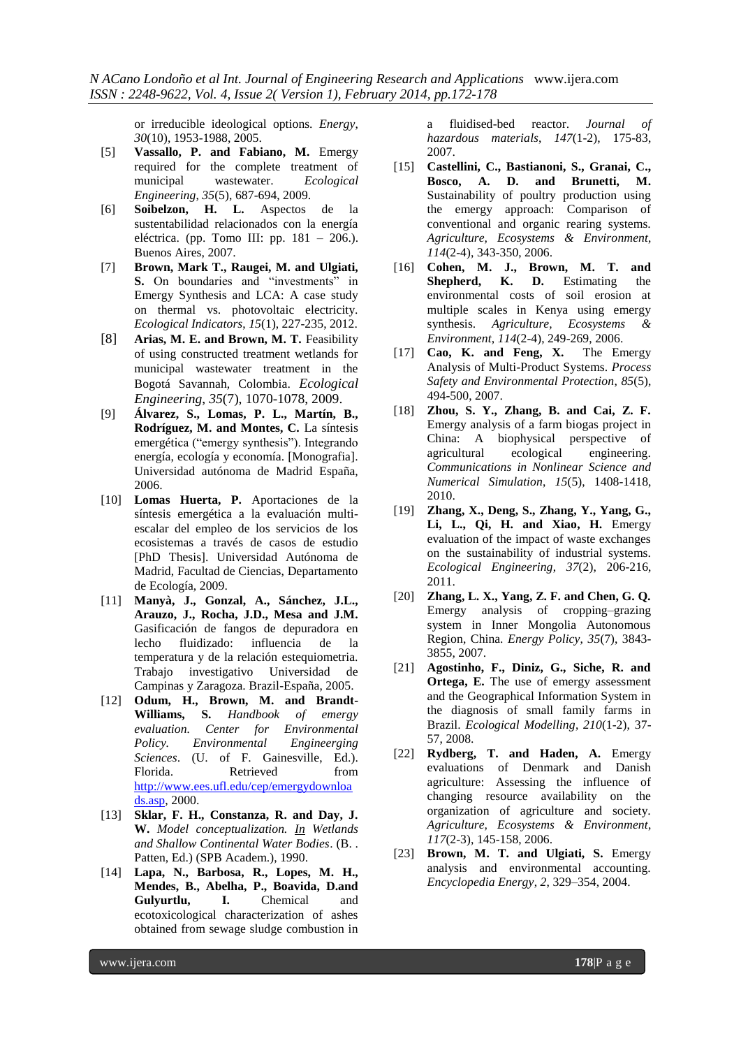or irreducible ideological options. *Energy*, *30*(10), 1953-1988, 2005.

[5] **Vassallo, P. and Fabiano, M.** Emergy required for the complete treatment of municipal wastewater. *Ecological Engineering*, *35*(5), 687-694, 2009.

[6] **Soibelzon, H. L.** Aspectos de la sustentabilidad relacionados con la energía eléctrica. (pp. Tomo III: pp. 181 – 206.). Buenos Aires, 2007.

[7] **Brown, Mark T., Raugei, M. and Ulgiati, S.** On boundaries and "investments" in Emergy Synthesis and LCA: A case study on thermal vs. photovoltaic electricity. *Ecological Indicators*, *15*(1), 227-235, 2012.

[8] **Arias, M. E. and Brown, M. T.** Feasibility of using constructed treatment wetlands for municipal wastewater treatment in the Bogotá Savannah, Colombia. *Ecological Engineering*, *35*(7), 1070-1078, 2009.

[9] **Álvarez, S., Lomas, P. L., Martín, B., Rodríguez, M. and Montes, C.** La síntesis emergética ("emergy synthesis"). Integrando energía, ecología y economía. [Monografia]. Universidad autónoma de Madrid España, 2006.

[10] **Lomas Huerta, P.** Aportaciones de la síntesis emergética a la evaluación multi-escalar del empleo de los servicios de los ecosistemas a través de casos de estudio [PhD Thesis]. Universidad Autónoma de Madrid, Facultad de Ciencias, Departamento de Ecología, 2009.

[11] **Manyà, J., Gonzal, A., Sánchez, J.L., Arauzo, J., Rocha, J.D., Mesa and J.M.** Gasificación de fangos de depuradora en lecho fluidizado: influencia de la temperatura y de la relación estequiometria. Trabajo investigativo Universidad de Campinas y Zaragoza. Brazil-España, 2005.

[12] **Odum, H., Brown, M. and Brandt-Williams, S.** *Handbook of emergy evaluation. Center for Environmental Policy. Environmental Engineering Sciences*. (U. of F. Gainesville, Ed.). Florida. Retrieved from http://www.ees.ufl.edu/cep/emergydownloads.asp, 2000.

[13] **Sklar, F. H., Constanza, R. and Day, J. W.** *Model conceptualization. In Wetlands and Shallow Continental Water Bodies*. (B. . Patten, Ed.) (SPB Academ.), 1990.

[14] **Lapa, N., Barbosa, R., Lopes, M. H., Mendes, B., Abelha, P., Boavida, D.and Gulyurtlu, I.** Chemical and ecotoxicological characterization of ashes obtained from sewage sludge combustion in a fluidised-bed reactor. *Journal of hazardous materials*, *147*(1-2), 175-83, 2007.

[15] **Castellini, C., Bastianoni, S., Granai, C., Bosco, A. D. and Brunetti, M.** Sustainability of poultry production using the emergy approach: Comparison of conventional and organic rearing systems. *Agriculture, Ecosystems & Environment*, *114*(2-4), 343-350, 2006.

[16] **Cohen, M. J., Brown, M. T. and Shepherd, K. D.** Estimating the environmental costs of soil erosion at multiple scales in Kenya using emergy synthesis. *Agriculture, Ecosystems & Environment*, *114*(2-4), 249-269, 2006.

[17] **Cao, K. and Feng, X.** The Emergy Analysis of Multi-Product Systems. *Process Safety and Environmental Protection*, *85*(5), 494-500, 2007.

[18] **Zhou, S. Y., Zhang, B. and Cai, Z. F.** Emergy analysis of a farm biogas project in China: A biophysical perspective of agricultural ecological engineering. *Communications in Nonlinear Science and Numerical Simulation*, *15*(5), 1408-1418, 2010.

[19] **Zhang, X., Deng, S., Zhang, Y., Yang, G., Li, L., Qi, H. and Xiao, H.** Emergy evaluation of the impact of waste exchanges on the sustainability of industrial systems. *Ecological Engineering*, *37*(2), 206-216, 2011.

[20] **Zhang, L. X., Yang, Z. F. and Chen, G. Q.** Emergy analysis of cropping–grazing system in Inner Mongolia Autonomous Region, China. *Energy Policy*, *35*(7), 3843-3855, 2007.

[21] **Agostinho, F., Diniz, G., Siche, R. and Ortega, E.** The use of emergy assessment and the Geographical Information System in the diagnosis of small family farms in Brazil. *Ecological Modelling*, *210*(1-2), 37-57, 2008.

[22] **Rydberg, T. and Haden, A.** Emergy evaluations of Denmark and Danish agriculture: Assessing the influence of changing resource availability on the organization of agriculture and society. *Agriculture, Ecosystems & Environment*, *117*(2-3), 145-158, 2006.

[23] **Brown, M. T. and Ulgiati, S.** Emergy analysis and environmental accounting. *Encyclopedia Energy*, *2*, 329–354, 2004.